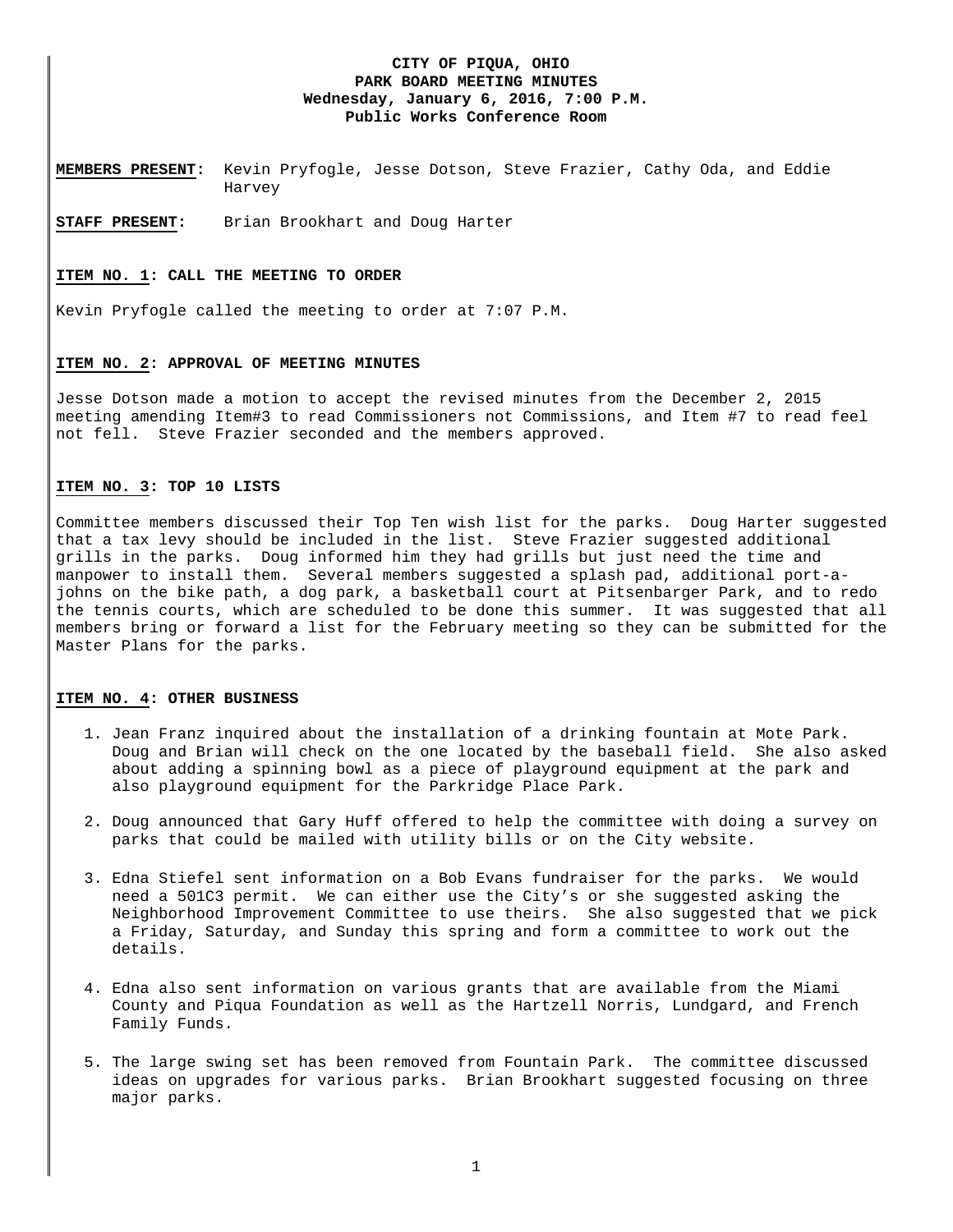**CITY OF PIQUA, OHIO**
**PARK BOARD MEETING MINUTES**
**Wednesday, January 6, 2016, 7:00 P.M.**
**Public Works Conference Room**

**MEMBERS PRESENT:** Kevin Pryfogle, Jesse Dotson, Steve Frazier, Cathy Oda, and Eddie Harvey

**STAFF PRESENT:** Brian Brookhart and Doug Harter

**ITEM NO. 1: CALL THE MEETING TO ORDER**

Kevin Pryfogle called the meeting to order at 7:07 P.M.

**ITEM NO. 2: APPROVAL OF MEETING MINUTES**

Jesse Dotson made a motion to accept the revised minutes from the December 2, 2015 meeting amending Item#3 to read Commissioners not Commissions, and Item #7 to read feel not fell. Steve Frazier seconded and the members approved.

**ITEM NO. 3: TOP 10 LISTS**

Committee members discussed their Top Ten wish list for the parks. Doug Harter suggested that a tax levy should be included in the list. Steve Frazier suggested additional grills in the parks. Doug informed him they had grills but just need the time and manpower to install them. Several members suggested a splash pad, additional port-a-johns on the bike path, a dog park, a basketball court at Pitsenbarger Park, and to redo the tennis courts, which are scheduled to be done this summer. It was suggested that all members bring or forward a list for the February meeting so they can be submitted for the Master Plans for the parks.

**ITEM NO. 4: OTHER BUSINESS**

1. Jean Franz inquired about the installation of a drinking fountain at Mote Park. Doug and Brian will check on the one located by the baseball field. She also asked about adding a spinning bowl as a piece of playground equipment at the park and also playground equipment for the Parkridge Place Park.

2. Doug announced that Gary Huff offered to help the committee with doing a survey on parks that could be mailed with utility bills or on the City website.

3. Edna Stiefel sent information on a Bob Evans fundraiser for the parks. We would need a 501C3 permit. We can either use the City's or she suggested asking the Neighborhood Improvement Committee to use theirs. She also suggested that we pick a Friday, Saturday, and Sunday this spring and form a committee to work out the details.

4. Edna also sent information on various grants that are available from the Miami County and Piqua Foundation as well as the Hartzell Norris, Lundgard, and French Family Funds.

5. The large swing set has been removed from Fountain Park. The committee discussed ideas on upgrades for various parks. Brian Brookhart suggested focusing on three major parks.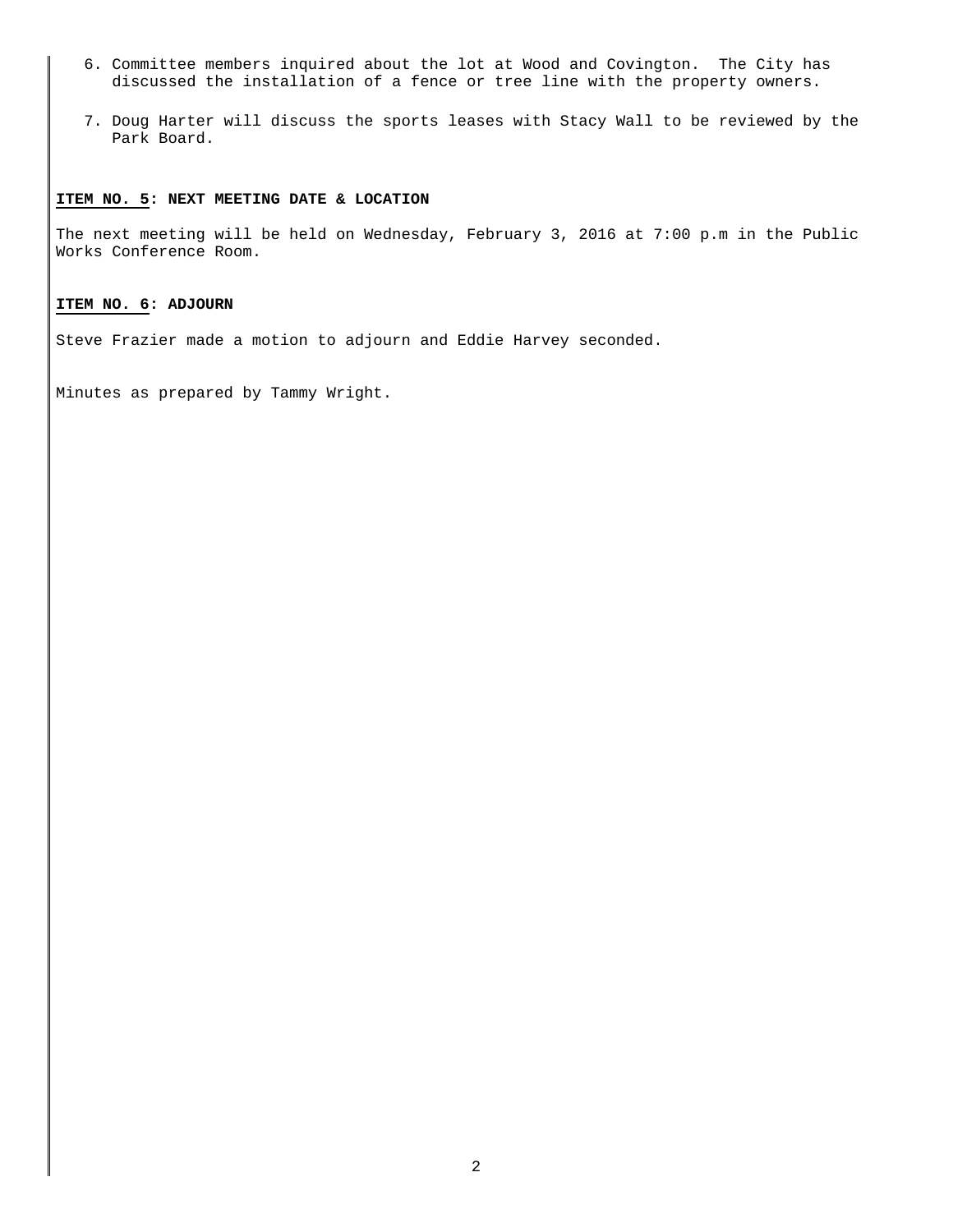6. Committee members inquired about the lot at Wood and Covington. The City has discussed the installation of a fence or tree line with the property owners.

7. Doug Harter will discuss the sports leases with Stacy Wall to be reviewed by the Park Board.

**ITEM NO. 5: NEXT MEETING DATE & LOCATION**

The next meeting will be held on Wednesday, February 3, 2016 at 7:00 p.m in the Public Works Conference Room.

**ITEM NO. 6: ADJOURN**

Steve Frazier made a motion to adjourn and Eddie Harvey seconded.

Minutes as prepared by Tammy Wright.